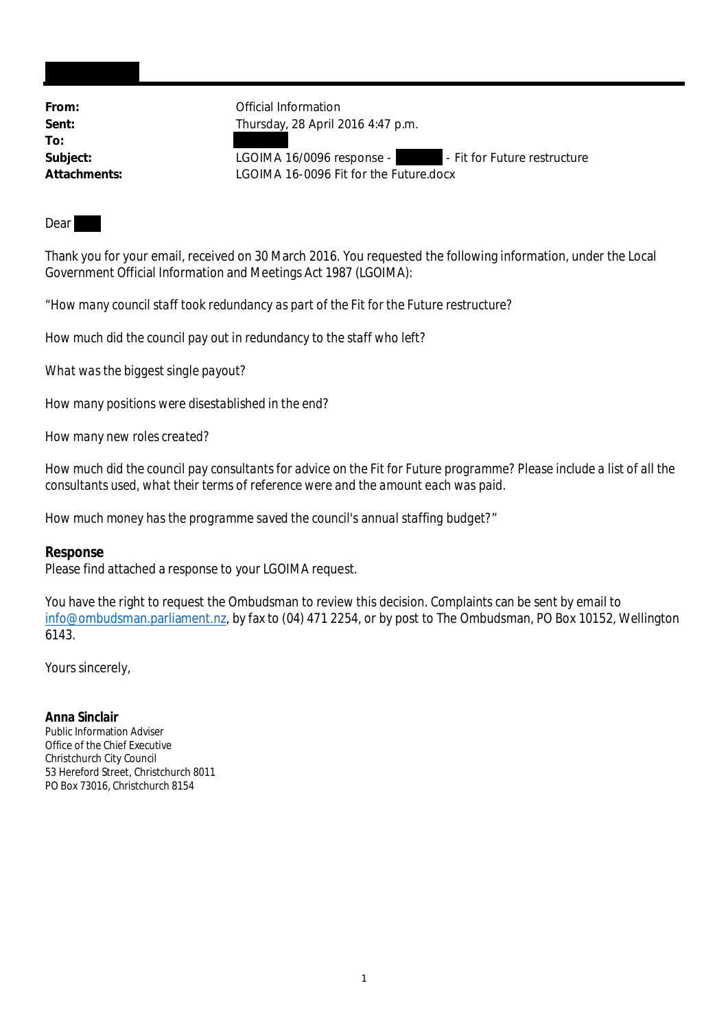| | |
|---|---|
| **From:** | Official Information |
| **Sent:** | Thursday, 28 April 2016 4:47 p.m. |
| **To:** | |
| **Subject:** | LGOIMA 16/0096 response - - Fit for Future restructure |
| **Attachments:** | LGOIMA 16-0096 Fit for the Future.docx |

Dear

Thank you for your email, received on 30 March 2016. You requested the following information, under the Local Government Official Information and Meetings Act 1987 (LGOIMA):

*"How many council staff took redundancy as part of the Fit for the Future restructure?*

*How much did the council pay out in redundancy to the staff who left?*

*What was the biggest single payout?*

*How many positions were disestablished in the end?*

*How many new roles created?*

*How much did the council pay consultants for advice on the Fit for Future programme? Please include a list of all the consultants used, what their terms of reference were and the amount each was paid.*

*How much money has the programme saved the council's annual staffing budget?"*

**Response**
Please find attached a response to your LGOIMA request.

You have the right to request the Ombudsman to review this decision. Complaints can be sent by email to info@ombudsman.parliament.nz, by fax to (04) 471 2254, or by post to The Ombudsman, PO Box 10152, Wellington 6143.

Yours sincerely,

**Anna Sinclair**
Public Information Adviser
Office of the Chief Executive
Christchurch City Council
53 Hereford Street, Christchurch 8011
PO Box 73016, Christchurch 8154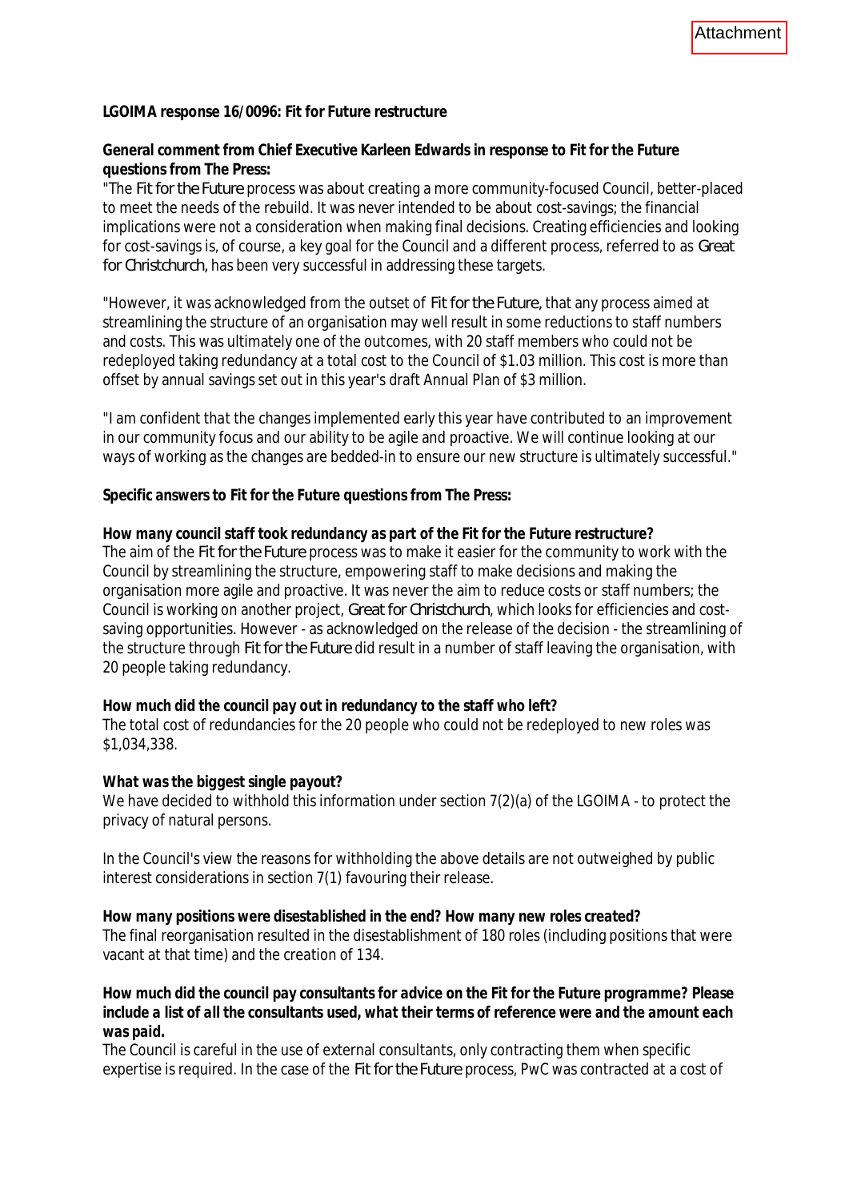Attachment

**LGOIMA response 16/0096: Fit for Future restructure**

**General comment from Chief Executive Karleen Edwards in response to Fit for the Future questions from The Press:**

"The *Fit for the Future* process was about creating a more community-focused Council, better-placed to meet the needs of the rebuild. It was never intended to be about cost-savings; the financial implications were not a consideration when making final decisions. Creating efficiencies and looking for cost-savings is, of course, a key goal for the Council and a different process, referred to as *Great for Christchurch*, has been very successful in addressing these targets.

"However, it was acknowledged from the outset of *Fit for the Future*, that any process aimed at streamlining the structure of an organisation may well result in some reductions to staff numbers and costs. This was ultimately one of the outcomes, with 20 staff members who could not be redeployed taking redundancy at a total cost to the Council of $1.03 million. This cost is more than offset by annual savings set out in this year's draft Annual Plan of $3 million.

"I am confident that the changes implemented early this year have contributed to an improvement in our community focus and our ability to be agile and proactive. We will continue looking at our ways of working as the changes are bedded-in to ensure our new structure is ultimately successful."

**Specific answers to Fit for the Future questions from The Press:**

***How many council staff took redundancy as part of the Fit for the Future restructure?***

The aim of the *Fit for the Future* process was to make it easier for the community to work with the Council by streamlining the structure, empowering staff to make decisions and making the organisation more agile and proactive. It was never the aim to reduce costs or staff numbers; the Council is working on another project, *Great for Christchurch*, which looks for efficiencies and cost-saving opportunities. However - as acknowledged on the release of the decision - the streamlining of the structure through *Fit for the Future* did result in a number of staff leaving the organisation, with 20 people taking redundancy.

***How much did the council pay out in redundancy to the staff who left?***

The total cost of redundancies for the 20 people who could not be redeployed to new roles was $1,034,338.

***What was the biggest single payout?***

We have decided to withhold this information under section 7(2)(a) of the LGOIMA - to protect the privacy of natural persons.

In the Council's view the reasons for withholding the above details are not outweighed by public interest considerations in section 7(1) favouring their release.

***How many positions were disestablished in the end? How many new roles created?***

The final reorganisation resulted in the disestablishment of 180 roles (including positions that were vacant at that time) and the creation of 134.

***How much did the council pay consultants for advice on the Fit for the Future programme? Please include a list of all the consultants used, what their terms of reference were and the amount each was paid.***

The Council is careful in the use of external consultants, only contracting them when specific expertise is required. In the case of the *Fit for the Future* process, PwC was contracted at a cost of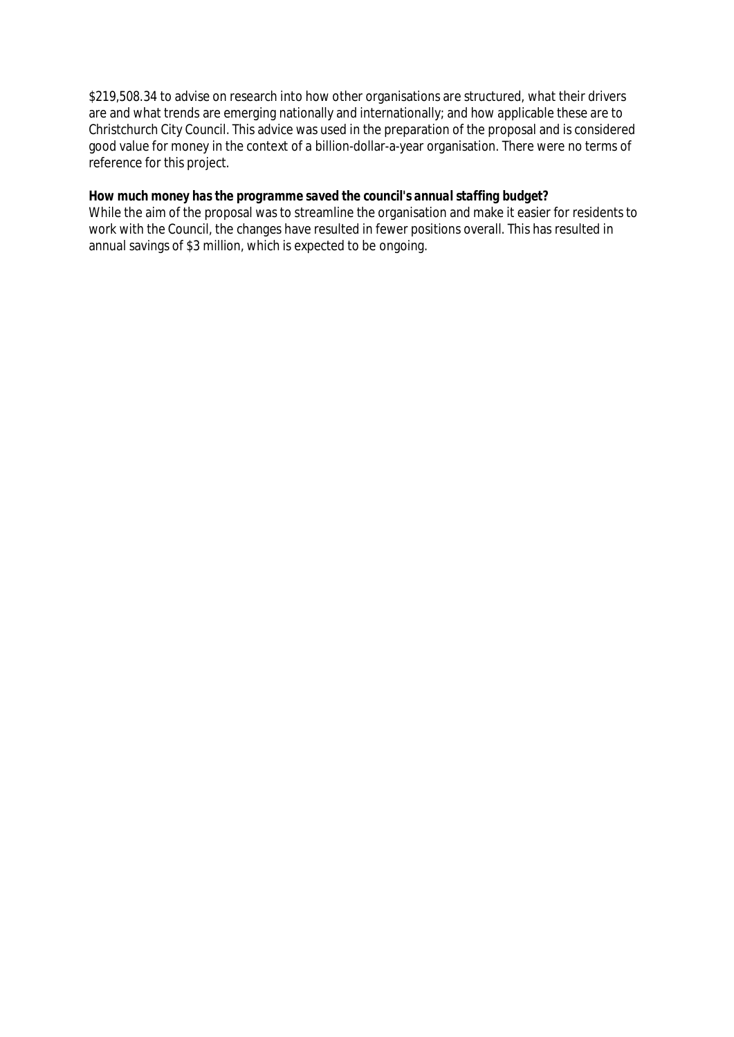$219,508.34 to advise on research into how other organisations are structured, what their drivers are and what trends are emerging nationally and internationally; and how applicable these are to Christchurch City Council. This advice was used in the preparation of the proposal and is considered good value for money in the context of a billion-dollar-a-year organisation. There were no terms of reference for this project.

**How much money has the programme saved the council's annual staffing budget?**

While the aim of the proposal was to streamline the organisation and make it easier for residents to work with the Council, the changes have resulted in fewer positions overall. This has resulted in annual savings of $3 million, which is expected to be ongoing.